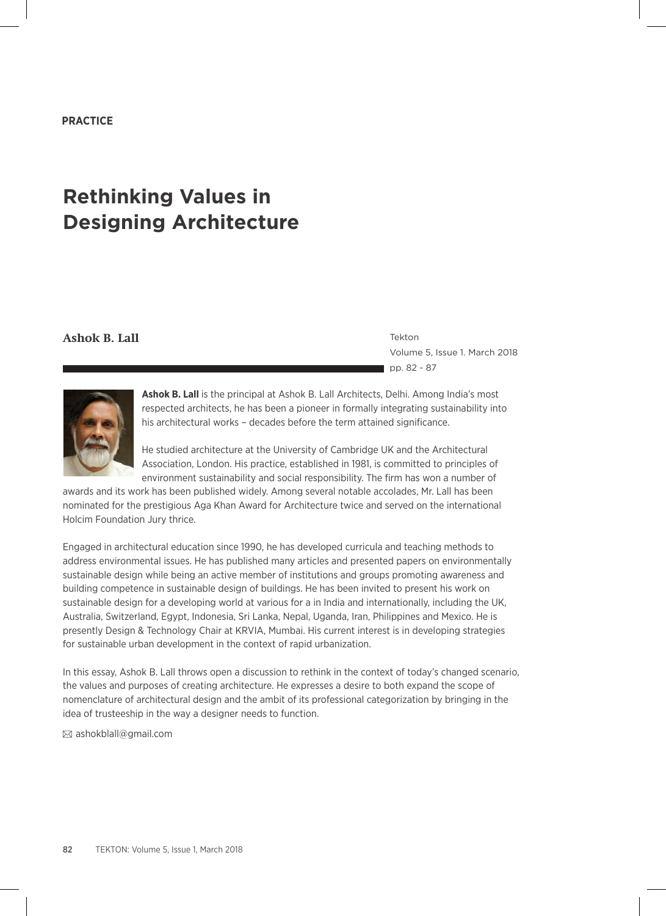PRACTICE

# Rethinking Values in Designing Architecture

**Ashok B. Lall**

Tekton
Volume 5, Issue 1. March 2018
pp. 82 - 87

**Ashok B. Lall** is the principal at Ashok B. Lall Architects, Delhi. Among India's most respected architects, he has been a pioneer in formally integrating sustainability into his architectural works – decades before the term attained significance.

He studied architecture at the University of Cambridge UK and the Architectural Association, London. His practice, established in 1981, is committed to principles of environment sustainability and social responsibility. The firm has won a number of awards and its work has been published widely. Among several notable accolades, Mr. Lall has been nominated for the prestigious Aga Khan Award for Architecture twice and served on the international Holcim Foundation Jury thrice.

Engaged in architectural education since 1990, he has developed curricula and teaching methods to address environmental issues. He has published many articles and presented papers on environmentally sustainable design while being an active member of institutions and groups promoting awareness and building competence in sustainable design of buildings. He has been invited to present his work on sustainable design for a developing world at various for a in India and internationally, including the UK, Australia, Switzerland, Egypt, Indonesia, Sri Lanka, Nepal, Uganda, Iran, Philippines and Mexico. He is presently Design & Technology Chair at KRVIA, Mumbai. His current interest is in developing strategies for sustainable urban development in the context of rapid urbanization.

In this essay, Ashok B. Lall throws open a discussion to rethink in the context of today's changed scenario, the values and purposes of creating architecture. He expresses a desire to both expand the scope of nomenclature of architectural design and the ambit of its professional categorization by bringing in the idea of trusteeship in the way a designer needs to function.

✉ ashokblall@gmail.com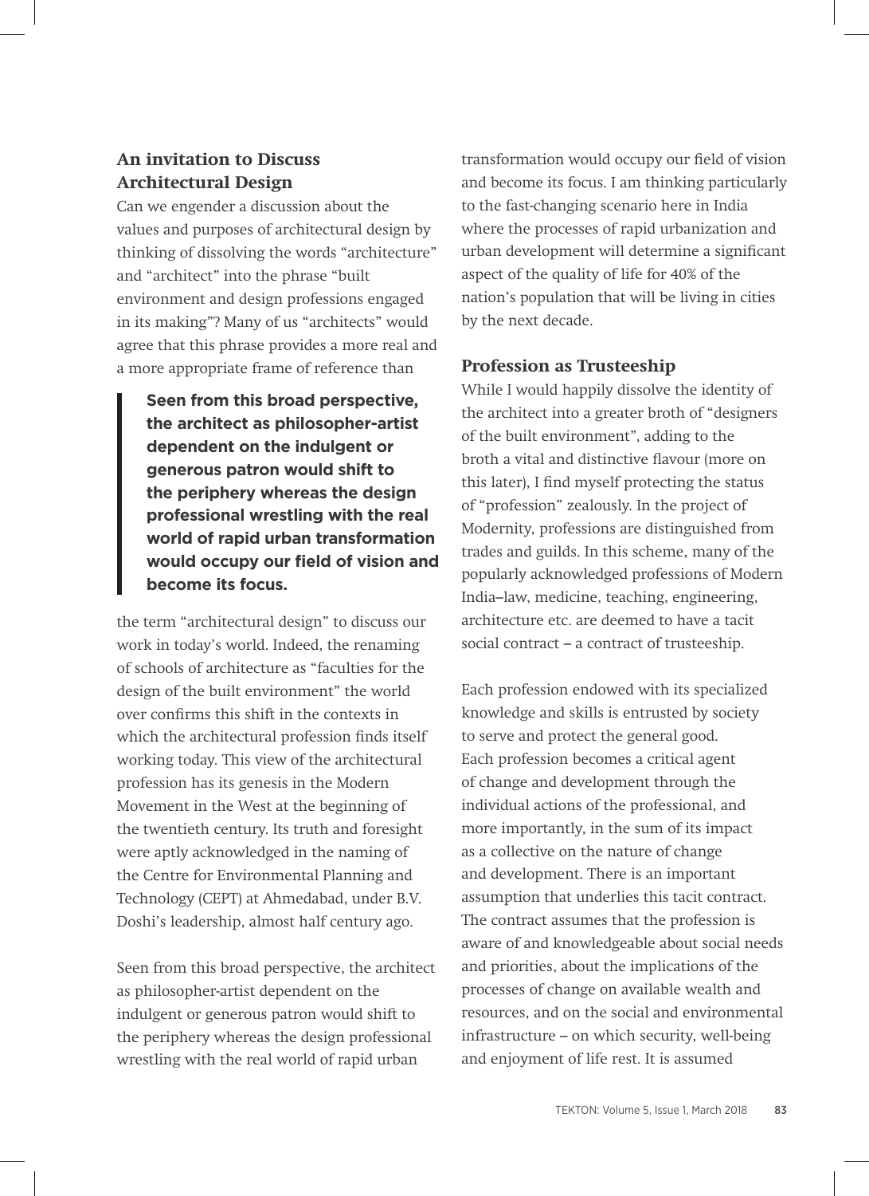## An invitation to Discuss Architectural Design

Can we engender a discussion about the values and purposes of architectural design by thinking of dissolving the words "architecture" and "architect" into the phrase "built environment and design professions engaged in its making"? Many of us "architects" would agree that this phrase provides a more real and a more appropriate frame of reference than the term "architectural design" to discuss our work in today's world. Indeed, the renaming of schools of architecture as "faculties for the design of the built environment" the world over confirms this shift in the contexts in which the architectural profession finds itself working today. This view of the architectural profession has its genesis in the Modern Movement in the West at the beginning of the twentieth century. Its truth and foresight were aptly acknowledged in the naming of the Centre for Environmental Planning and Technology (CEPT) at Ahmedabad, under B.V. Doshi's leadership, almost half century ago.

> **Seen from this broad perspective, the architect as philosopher-artist dependent on the indulgent or generous patron would shift to the periphery whereas the design professional wrestling with the real world of rapid urban transformation would occupy our field of vision and become its focus.**

Seen from this broad perspective, the architect as philosopher-artist dependent on the indulgent or generous patron would shift to the periphery whereas the design professional wrestling with the real world of rapid urban transformation would occupy our field of vision and become its focus. I am thinking particularly to the fast-changing scenario here in India where the processes of rapid urbanization and urban development will determine a significant aspect of the quality of life for 40% of the nation's population that will be living in cities by the next decade.

## Profession as Trusteeship

While I would happily dissolve the identity of the architect into a greater broth of "designers of the built environment", adding to the broth a vital and distinctive flavour (more on this later), I find myself protecting the status of "profession" zealously. In the project of Modernity, professions are distinguished from trades and guilds. In this scheme, many of the popularly acknowledged professions of Modern India–law, medicine, teaching, engineering, architecture etc. are deemed to have a tacit social contract – a contract of trusteeship.

Each profession endowed with its specialized knowledge and skills is entrusted by society to serve and protect the general good. Each profession becomes a critical agent of change and development through the individual actions of the professional, and more importantly, in the sum of its impact as a collective on the nature of change and development. There is an important assumption that underlies this tacit contract. The contract assumes that the profession is aware of and knowledgeable about social needs and priorities, about the implications of the processes of change on available wealth and resources, and on the social and environmental infrastructure – on which security, well-being and enjoyment of life rest. It is assumed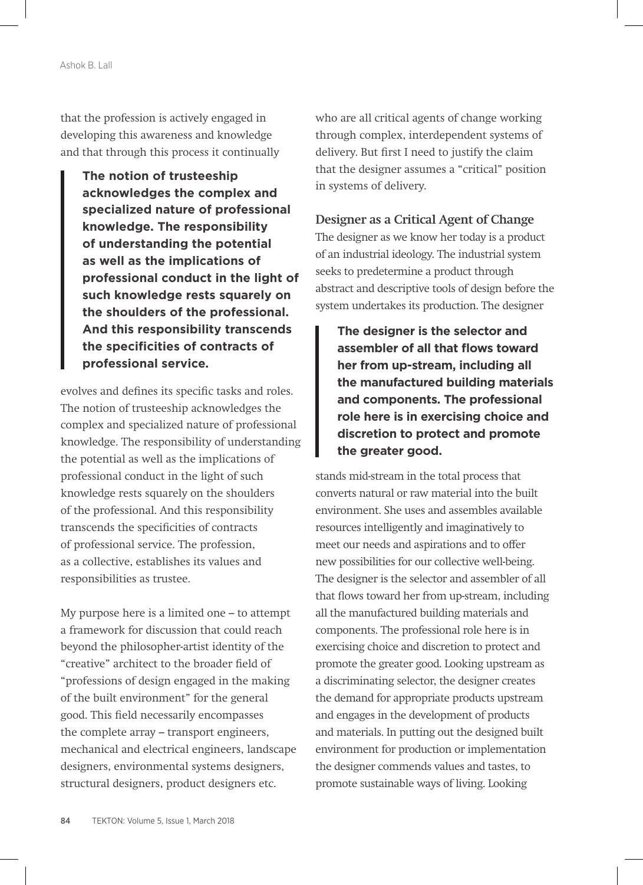that the profession is actively engaged in developing this awareness and knowledge and that through this process it continually

> **The notion of trusteeship acknowledges the complex and specialized nature of professional knowledge. The responsibility of understanding the potential as well as the implications of professional conduct in the light of such knowledge rests squarely on the shoulders of the professional. And this responsibility transcends the specificities of contracts of professional service.**

evolves and defines its specific tasks and roles. The notion of trusteeship acknowledges the complex and specialized nature of professional knowledge. The responsibility of understanding the potential as well as the implications of professional conduct in the light of such knowledge rests squarely on the shoulders of the professional. And this responsibility transcends the specificities of contracts of professional service. The profession, as a collective, establishes its values and responsibilities as trustee.

My purpose here is a limited one – to attempt a framework for discussion that could reach beyond the philosopher-artist identity of the "creative" architect to the broader field of "professions of design engaged in the making of the built environment" for the general good. This field necessarily encompasses the complete array – transport engineers, mechanical and electrical engineers, landscape designers, environmental systems designers, structural designers, product designers etc. who are all critical agents of change working through complex, interdependent systems of delivery. But first I need to justify the claim that the designer assumes a "critical" position in systems of delivery.

### Designer as a Critical Agent of Change

The designer as we know her today is a product of an industrial ideology. The industrial system seeks to predetermine a product through abstract and descriptive tools of design before the system undertakes its production. The designer

> **The designer is the selector and assembler of all that flows toward her from up-stream, including all the manufactured building materials and components. The professional role here is in exercising choice and discretion to protect and promote the greater good.**

stands mid-stream in the total process that converts natural or raw material into the built environment. She uses and assembles available resources intelligently and imaginatively to meet our needs and aspirations and to offer new possibilities for our collective well-being. The designer is the selector and assembler of all that flows toward her from up-stream, including all the manufactured building materials and components. The professional role here is in exercising choice and discretion to protect and promote the greater good. Looking upstream as a discriminating selector, the designer creates the demand for appropriate products upstream and engages in the development of products and materials. In putting out the designed built environment for production or implementation the designer commends values and tastes, to promote sustainable ways of living. Looking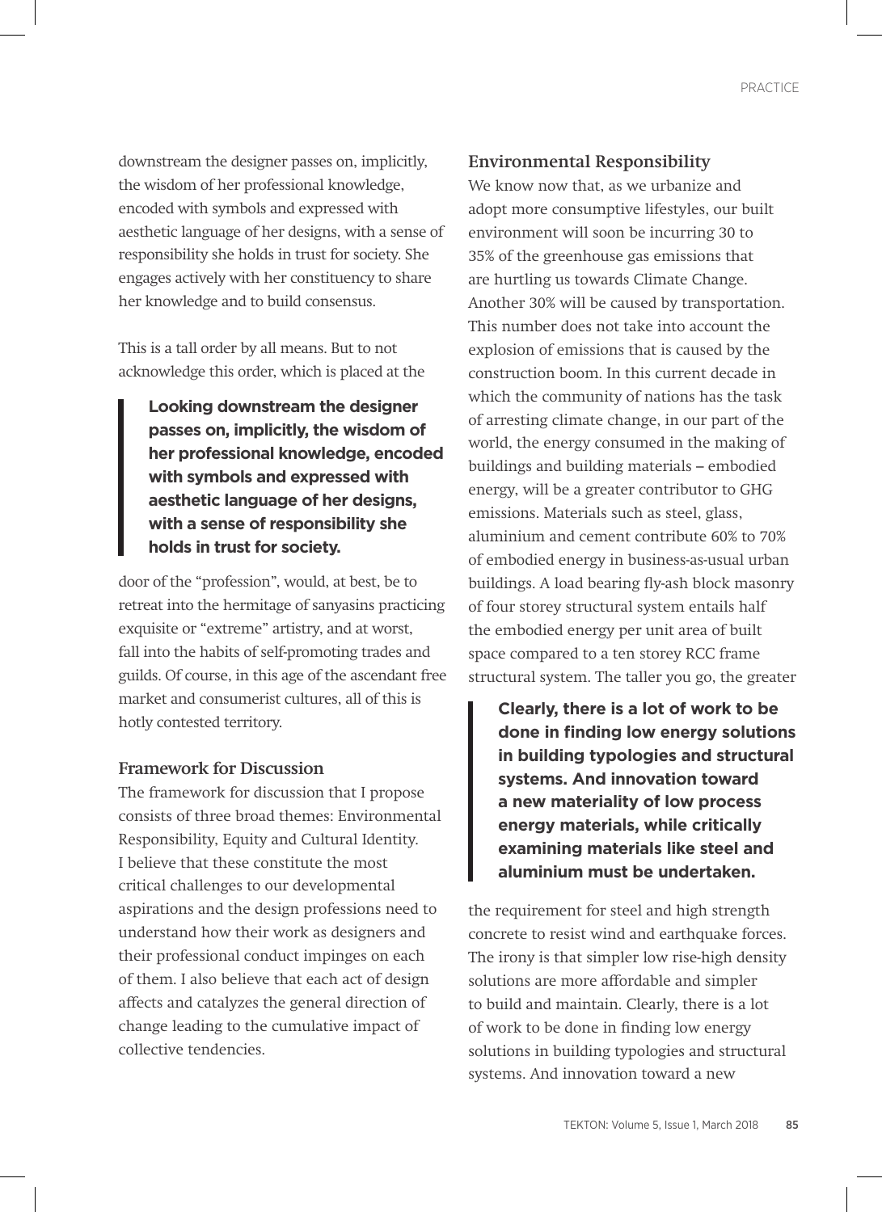downstream the designer passes on, implicitly, the wisdom of her professional knowledge, encoded with symbols and expressed with aesthetic language of her designs, with a sense of responsibility she holds in trust for society. She engages actively with her constituency to share her knowledge and to build consensus.

This is a tall order by all means. But to not acknowledge this order, which is placed at the door of the "profession", would, at best, be to retreat into the hermitage of sanyasins practicing exquisite or "extreme" artistry, and at worst, fall into the habits of self-promoting trades and guilds. Of course, in this age of the ascendant free market and consumerist cultures, all of this is hotly contested territory.

> **Looking downstream the designer passes on, implicitly, the wisdom of her professional knowledge, encoded with symbols and expressed with aesthetic language of her designs, with a sense of responsibility she holds in trust for society.**

### Framework for Discussion

The framework for discussion that I propose consists of three broad themes: Environmental Responsibility, Equity and Cultural Identity. I believe that these constitute the most critical challenges to our developmental aspirations and the design professions need to understand how their work as designers and their professional conduct impinges on each of them. I also believe that each act of design affects and catalyzes the general direction of change leading to the cumulative impact of collective tendencies.

### Environmental Responsibility

We know now that, as we urbanize and adopt more consumptive lifestyles, our built environment will soon be incurring 30 to 35% of the greenhouse gas emissions that are hurtling us towards Climate Change. Another 30% will be caused by transportation. This number does not take into account the explosion of emissions that is caused by the construction boom. In this current decade in which the community of nations has the task of arresting climate change, in our part of the world, the energy consumed in the making of buildings and building materials – embodied energy, will be a greater contributor to GHG emissions. Materials such as steel, glass, aluminium and cement contribute 60% to 70% of embodied energy in business-as-usual urban buildings. A load bearing fly-ash block masonry of four storey structural system entails half the embodied energy per unit area of built space compared to a ten storey RCC frame structural system. The taller you go, the greater the requirement for steel and high strength concrete to resist wind and earthquake forces. The irony is that simpler low rise-high density solutions are more affordable and simpler to build and maintain. Clearly, there is a lot of work to be done in finding low energy solutions in building typologies and structural systems. And innovation toward a new

> **Clearly, there is a lot of work to be done in finding low energy solutions in building typologies and structural systems. And innovation toward a new materiality of low process energy materials, while critically examining materials like steel and aluminium must be undertaken.**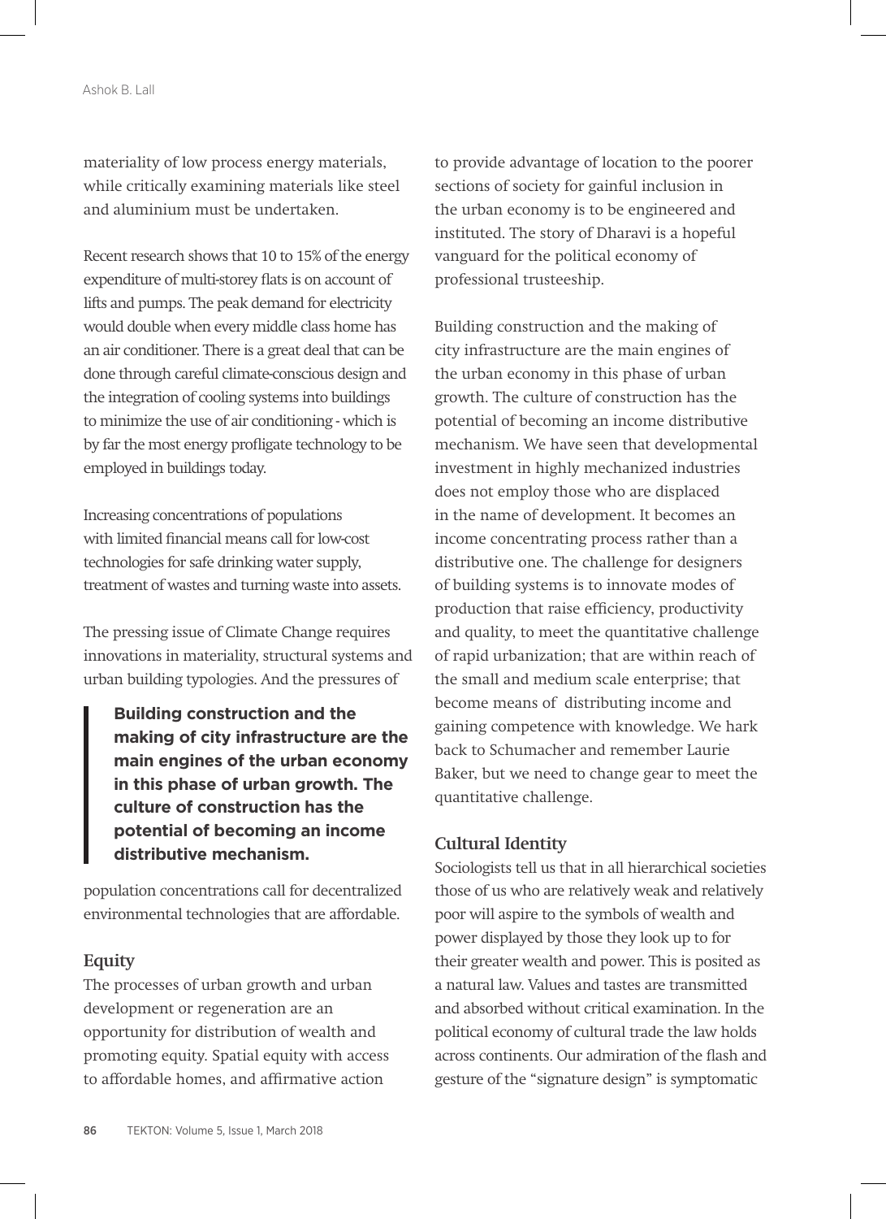materiality of low process energy materials, while critically examining materials like steel and aluminium must be undertaken.

Recent research shows that 10 to 15% of the energy expenditure of multi-storey flats is on account of lifts and pumps. The peak demand for electricity would double when every middle class home has an air conditioner. There is a great deal that can be done through careful climate-conscious design and the integration of cooling systems into buildings to minimize the use of air conditioning - which is by far the most energy profligate technology to be employed in buildings today.

Increasing concentrations of populations with limited financial means call for low-cost technologies for safe drinking water supply, treatment of wastes and turning waste into assets.

The pressing issue of Climate Change requires innovations in materiality, structural systems and urban building typologies. And the pressures of population concentrations call for decentralized environmental technologies that are affordable.

> **Building construction and the making of city infrastructure are the main engines of the urban economy in this phase of urban growth. The culture of construction has the potential of becoming an income distributive mechanism.**

### Equity

The processes of urban growth and urban development or regeneration are an opportunity for distribution of wealth and promoting equity. Spatial equity with access to affordable homes, and affirmative action to provide advantage of location to the poorer sections of society for gainful inclusion in the urban economy is to be engineered and instituted. The story of Dharavi is a hopeful vanguard for the political economy of professional trusteeship.

Building construction and the making of city infrastructure are the main engines of the urban economy in this phase of urban growth. The culture of construction has the potential of becoming an income distributive mechanism. We have seen that developmental investment in highly mechanized industries does not employ those who are displaced in the name of development. It becomes an income concentrating process rather than a distributive one. The challenge for designers of building systems is to innovate modes of production that raise efficiency, productivity and quality, to meet the quantitative challenge of rapid urbanization; that are within reach of the small and medium scale enterprise; that become means of distributing income and gaining competence with knowledge. We hark back to Schumacher and remember Laurie Baker, but we need to change gear to meet the quantitative challenge.

### Cultural Identity

Sociologists tell us that in all hierarchical societies those of us who are relatively weak and relatively poor will aspire to the symbols of wealth and power displayed by those they look up to for their greater wealth and power. This is posited as a natural law. Values and tastes are transmitted and absorbed without critical examination. In the political economy of cultural trade the law holds across continents. Our admiration of the flash and gesture of the "signature design" is symptomatic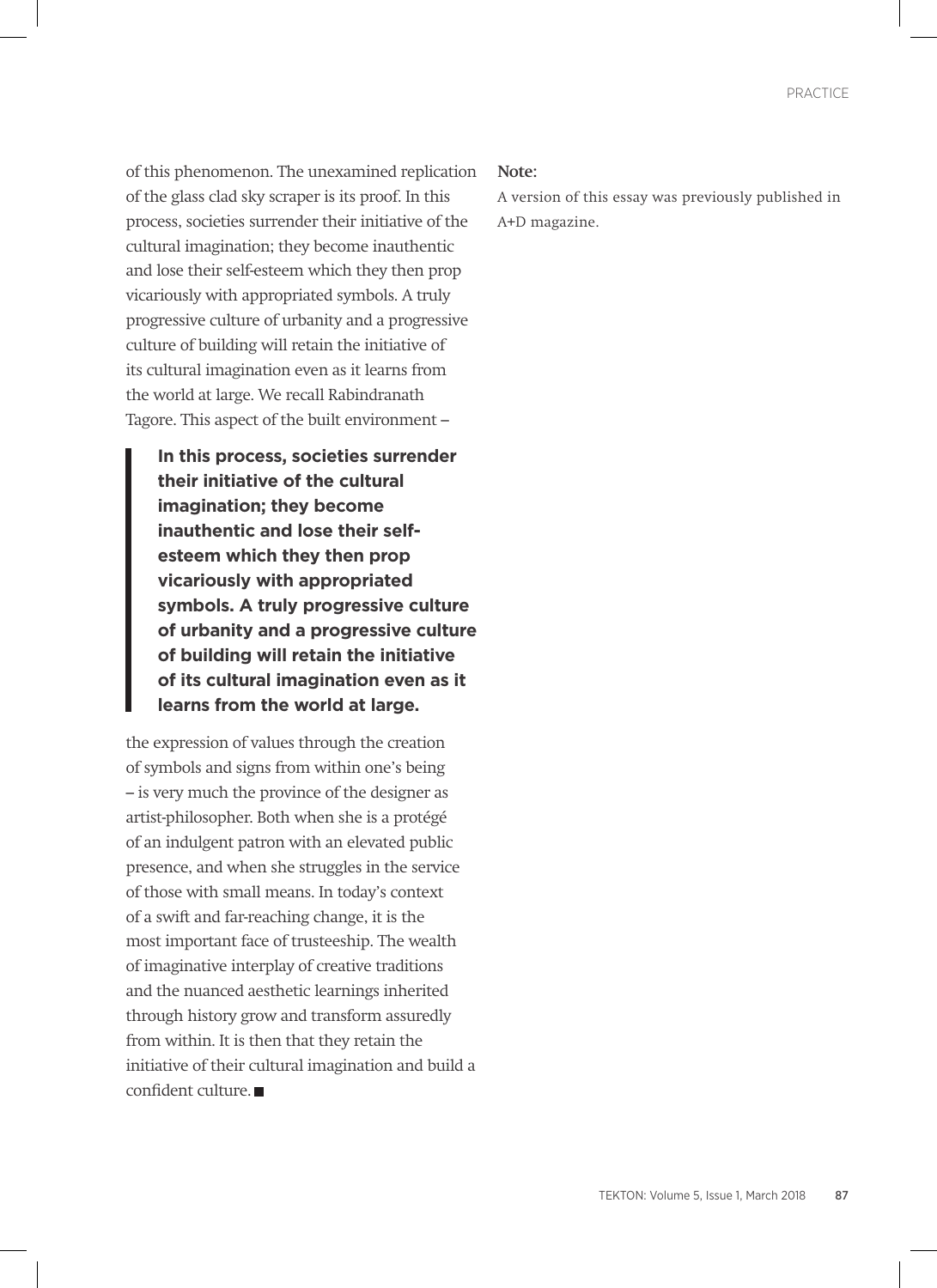of this phenomenon. The unexamined replication of the glass clad sky scraper is its proof. In this process, societies surrender their initiative of the cultural imagination; they become inauthentic and lose their self-esteem which they then prop vicariously with appropriated symbols. A truly progressive culture of urbanity and a progressive culture of building will retain the initiative of its cultural imagination even as it learns from the world at large. We recall Rabindranath Tagore. This aspect of the built environment –

> **In this process, societies surrender their initiative of the cultural imagination; they become inauthentic and lose their self-esteem which they then prop vicariously with appropriated symbols. A truly progressive culture of urbanity and a progressive culture of building will retain the initiative of its cultural imagination even as it learns from the world at large.**

the expression of values through the creation of symbols and signs from within one's being – is very much the province of the designer as artist-philosopher. Both when she is a protégé of an indulgent patron with an elevated public presence, and when she struggles in the service of those with small means. In today's context of a swift and far-reaching change, it is the most important face of trusteeship. The wealth of imaginative interplay of creative traditions and the nuanced aesthetic learnings inherited through history grow and transform assuredly from within. It is then that they retain the initiative of their cultural imagination and build a confident culture. ■

**Note:**

A version of this essay was previously published in A+D magazine.